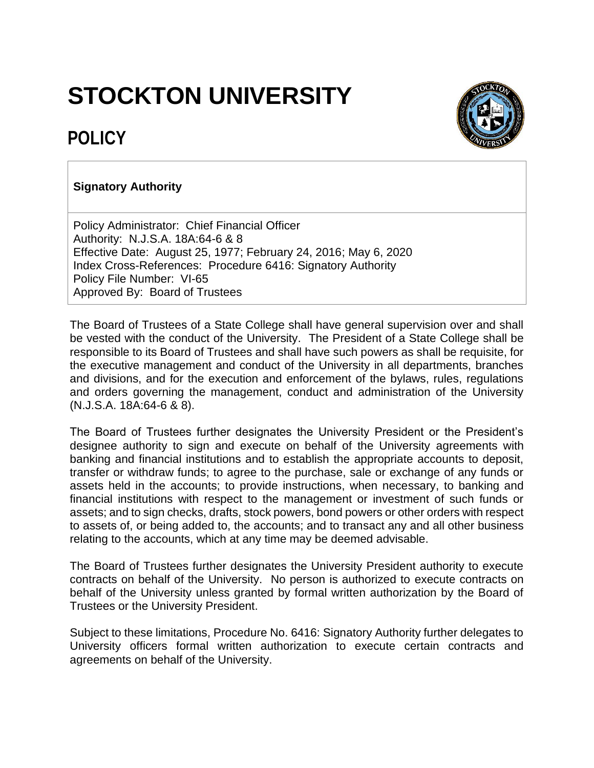# STOCKTON UNIVERSITY

## POLICY

**Signatory Authority**

Policy Administrator: Chief Financial Officer
Authority: N.J.S.A. 18A:64-6 & 8
Effective Date: August 25, 1977; February 24, 2016; May 6, 2020
Index Cross-References: Procedure 6416: Signatory Authority
Policy File Number: VI-65
Approved By: Board of Trustees

The Board of Trustees of a State College shall have general supervision over and shall be vested with the conduct of the University. The President of a State College shall be responsible to its Board of Trustees and shall have such powers as shall be requisite, for the executive management and conduct of the University in all departments, branches and divisions, and for the execution and enforcement of the bylaws, rules, regulations and orders governing the management, conduct and administration of the University (N.J.S.A. 18A:64-6 & 8).

The Board of Trustees further designates the University President or the President's designee authority to sign and execute on behalf of the University agreements with banking and financial institutions and to establish the appropriate accounts to deposit, transfer or withdraw funds; to agree to the purchase, sale or exchange of any funds or assets held in the accounts; to provide instructions, when necessary, to banking and financial institutions with respect to the management or investment of such funds or assets; and to sign checks, drafts, stock powers, bond powers or other orders with respect to assets of, or being added to, the accounts; and to transact any and all other business relating to the accounts, which at any time may be deemed advisable.

The Board of Trustees further designates the University President authority to execute contracts on behalf of the University. No person is authorized to execute contracts on behalf of the University unless granted by formal written authorization by the Board of Trustees or the University President.

Subject to these limitations, Procedure No. 6416: Signatory Authority further delegates to University officers formal written authorization to execute certain contracts and agreements on behalf of the University.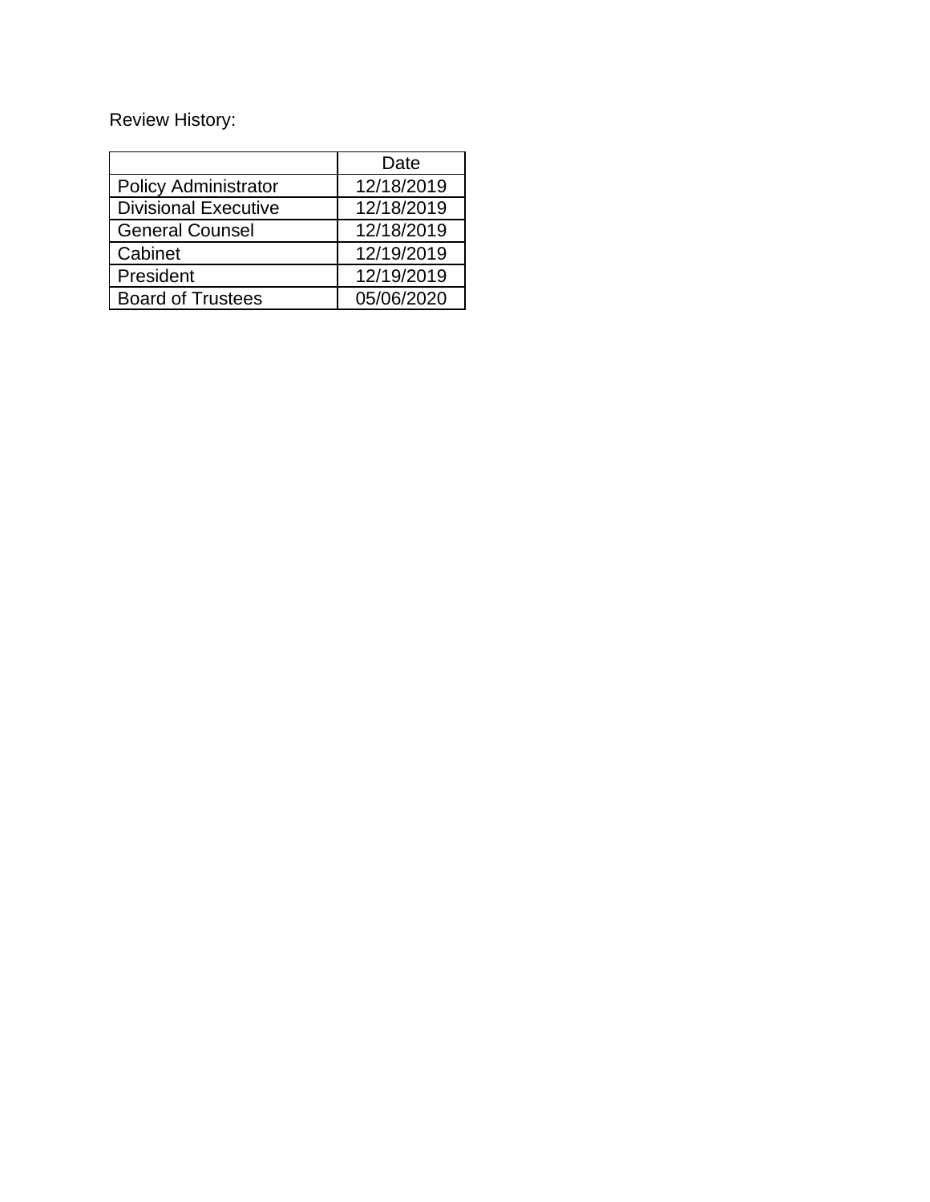Review History:

| | Date |
|---|---|
| Policy Administrator | 12/18/2019 |
| Divisional Executive | 12/18/2019 |
| General Counsel | 12/18/2019 |
| Cabinet | 12/19/2019 |
| President | 12/19/2019 |
| Board of Trustees | 05/06/2020 |